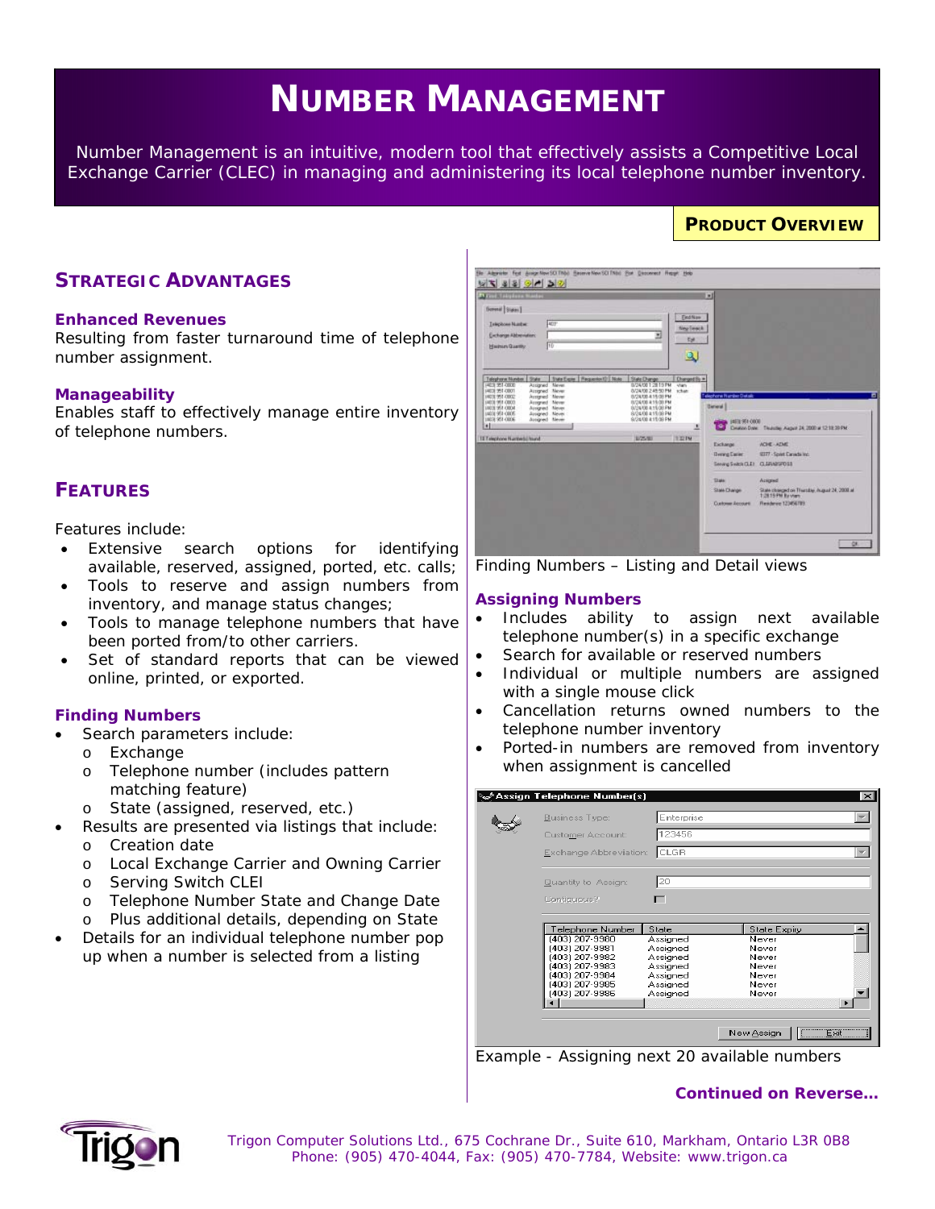# NUMBER MANAGEMENT

Number Management is an intuitive, modern tool that effectively assists a Competitive Local Exchange Carrier (CLEC) in managing and administering its local telephone number inventory.

**PRODUCT OVERVIEW**

## STRATEGIC ADVANTAGES

### Enhanced Revenues

Resulting from faster turnaround time of telephone number assignment.

### Manageability

Enables staff to effectively manage entire inventory of telephone numbers.

## FEATURES

Features include:

- Extensive search options for identifying available, reserved, assigned, ported, etc. calls;
- Tools to reserve and assign numbers from inventory, and manage status changes;
- Tools to manage telephone numbers that have been ported from/to other carriers.
- Set of standard reports that can be viewed online, printed, or exported.

### Finding Numbers

- Search parameters include:
  - Exchange
  - Telephone number (includes pattern matching feature)
  - State (assigned, reserved, etc.)
- Results are presented via listings that include:
  - Creation date
  - Local Exchange Carrier and Owning Carrier
  - Serving Switch CLEI
  - Telephone Number State and Change Date
  - Plus additional details, depending on State
- Details for an individual telephone number pop up when a number is selected from a listing

Finding Numbers – Listing and Detail views

### Assigning Numbers

- Includes ability to assign next available telephone number(s) in a specific exchange
- Search for available or reserved numbers
- Individual or multiple numbers are assigned with a single mouse click
- Cancellation returns owned numbers to the telephone number inventory
- Ported-in numbers are removed from inventory when assignment is cancelled

Example - Assigning next 20 available numbers

**Continued on Reverse…**

Trigon Computer Solutions Ltd., 675 Cochrane Dr., Suite 610, Markham, Ontario L3R 0B8
Phone: (905) 470-4044, Fax: (905) 470-7784, Website: www.trigon.ca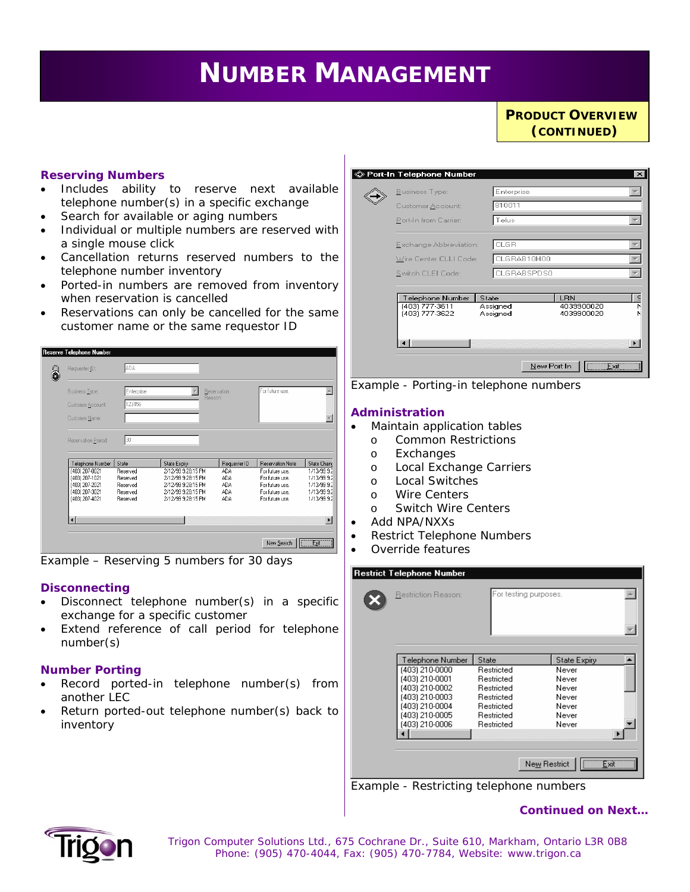# NUMBER MANAGEMENT

**PRODUCT OVERVIEW (CONTINUED)**

## Reserving Numbers

- Includes ability to reserve next available telephone number(s) in a specific exchange
- Search for available or aging numbers
- Individual or multiple numbers are reserved with a single mouse click
- Cancellation returns reserved numbers to the telephone number inventory
- Ported-in numbers are removed from inventory when reservation is cancelled
- Reservations can only be cancelled for the same customer name or the same requestor ID

Example – Reserving 5 numbers for 30 days

## Disconnecting

- Disconnect telephone number(s) in a specific exchange for a specific customer
- Extend reference of call period for telephone number(s)

## Number Porting

- Record ported-in telephone number(s) from another LEC
- Return ported-out telephone number(s) back to inventory

Example - Porting-in telephone numbers

## Administration

- Maintain application tables
  - Common Restrictions
  - Exchanges
  - Local Exchange Carriers
  - Local Switches
  - Wire Centers
  - Switch Wire Centers
- Add NPA/NXXs
- Restrict Telephone Numbers
- Override features

Example - Restricting telephone numbers

**Continued on Next…**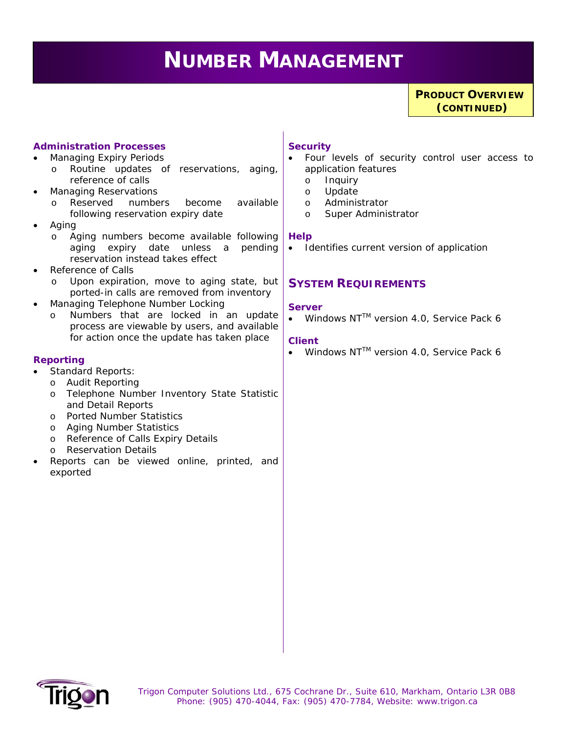# NUMBER MANAGEMENT

**PRODUCT OVERVIEW (CONTINUED)**

### Administration Processes

- Managing Expiry Periods
  - Routine updates of reservations, aging, reference of calls
- Managing Reservations
  - Reserved numbers become available following reservation expiry date
- Aging
  - Aging numbers become available following aging expiry date unless a pending reservation instead takes effect
- Reference of Calls
  - Upon expiration, move to aging state, but ported-in calls are removed from inventory
- Managing Telephone Number Locking
  - Numbers that are locked in an update process are viewable by users, and available for action once the update has taken place

### Reporting

- Standard Reports:
  - Audit Reporting
  - Telephone Number Inventory State Statistic and Detail Reports
  - Ported Number Statistics
  - Aging Number Statistics
  - Reference of Calls Expiry Details
  - Reservation Details
- Reports can be viewed online, printed, and exported

### Security

- Four levels of security control user access to application features
  - Inquiry
  - Update
  - Administrator
  - Super Administrator

### Help

- Identifies current version of application

## SYSTEM REQUIREMENTS

### Server

- Windows NT™ version 4.0, Service Pack 6

### Client

- Windows NT™ version 4.0, Service Pack 6

Trigon Computer Solutions Ltd., 675 Cochrane Dr., Suite 610, Markham, Ontario L3R 0B8
Phone: (905) 470-4044, Fax: (905) 470-7784, Website: www.trigon.ca